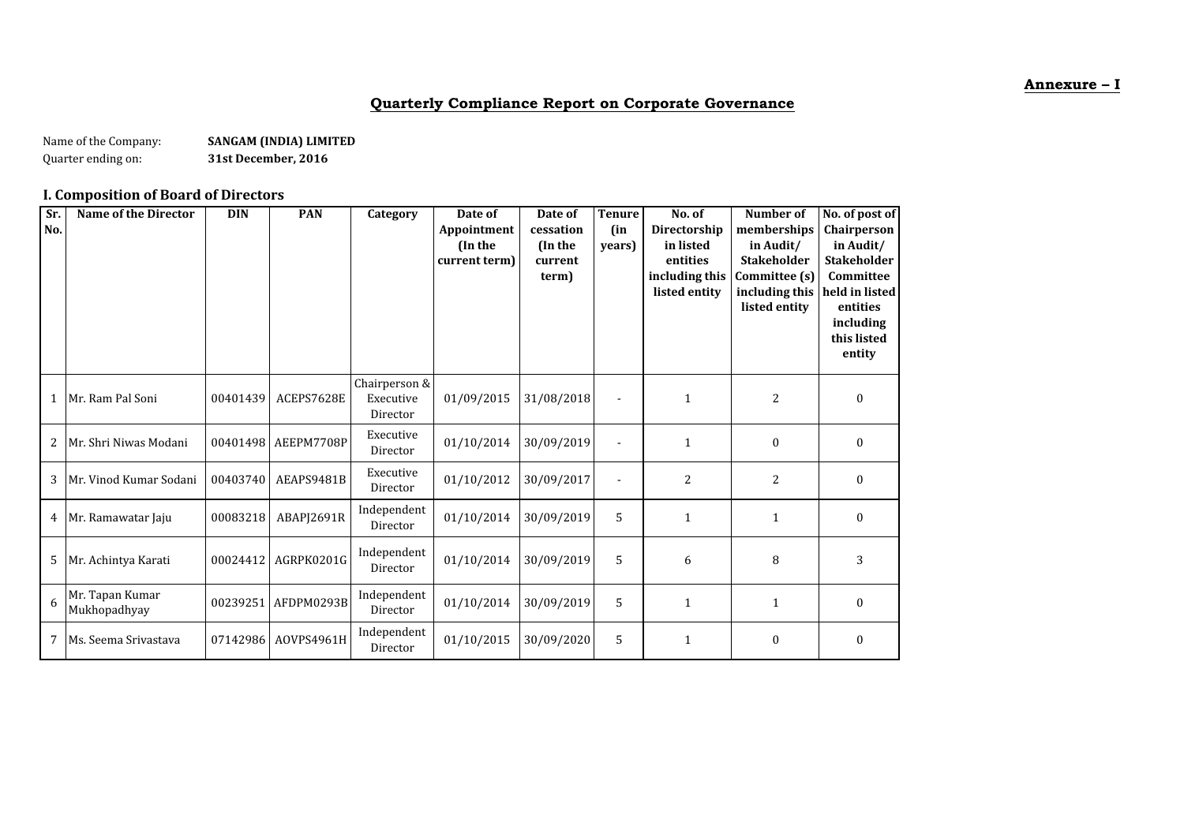**Annexure – I**

## Quarterly Compliance Report on Corporate Governance

Name of the Company: **SANGAM (INDIA) LIMITED**

Quarter ending on: **31st December, 2016**

### I. Composition of Board of Directors

| Sr. No. | Name of the Director | DIN | PAN | Category | Date of Appointment (In the current term) | Date of cessation (In the current term) | Tenure (in years) | No. of Directorship in listed entities including this listed entity | Number of memberships in Audit/ Stakeholder Committee (s) including this listed entity | No. of post of Chairperson in Audit/ Stakeholder Committee held in listed entities including this listed entity |
|---|---|---|---|---|---|---|---|---|---|---|
| 1 | Mr. Ram Pal Soni | 00401439 | ACEPS7628E | Chairperson & Executive Director | 01/09/2015 | 31/08/2018 | - | 1 | 2 | 0 |
| 2 | Mr. Shri Niwas Modani | 00401498 | AEEPM7708P | Executive Director | 01/10/2014 | 30/09/2019 | - | 1 | 0 | 0 |
| 3 | Mr. Vinod Kumar Sodani | 00403740 | AEAPS9481B | Executive Director | 01/10/2012 | 30/09/2017 | - | 2 | 2 | 0 |
| 4 | Mr. Ramawatar Jaju | 00083218 | ABAPJ2691R | Independent Director | 01/10/2014 | 30/09/2019 | 5 | 1 | 1 | 0 |
| 5 | Mr. Achintya Karati | 00024412 | AGRPK0201G | Independent Director | 01/10/2014 | 30/09/2019 | 5 | 6 | 8 | 3 |
| 6 | Mr. Tapan Kumar Mukhopadhyay | 00239251 | AFDPM0293B | Independent Director | 01/10/2014 | 30/09/2019 | 5 | 1 | 1 | 0 |
| 7 | Ms. Seema Srivastava | 07142986 | AOVPS4961H | Independent Director | 01/10/2015 | 30/09/2020 | 5 | 1 | 0 | 0 |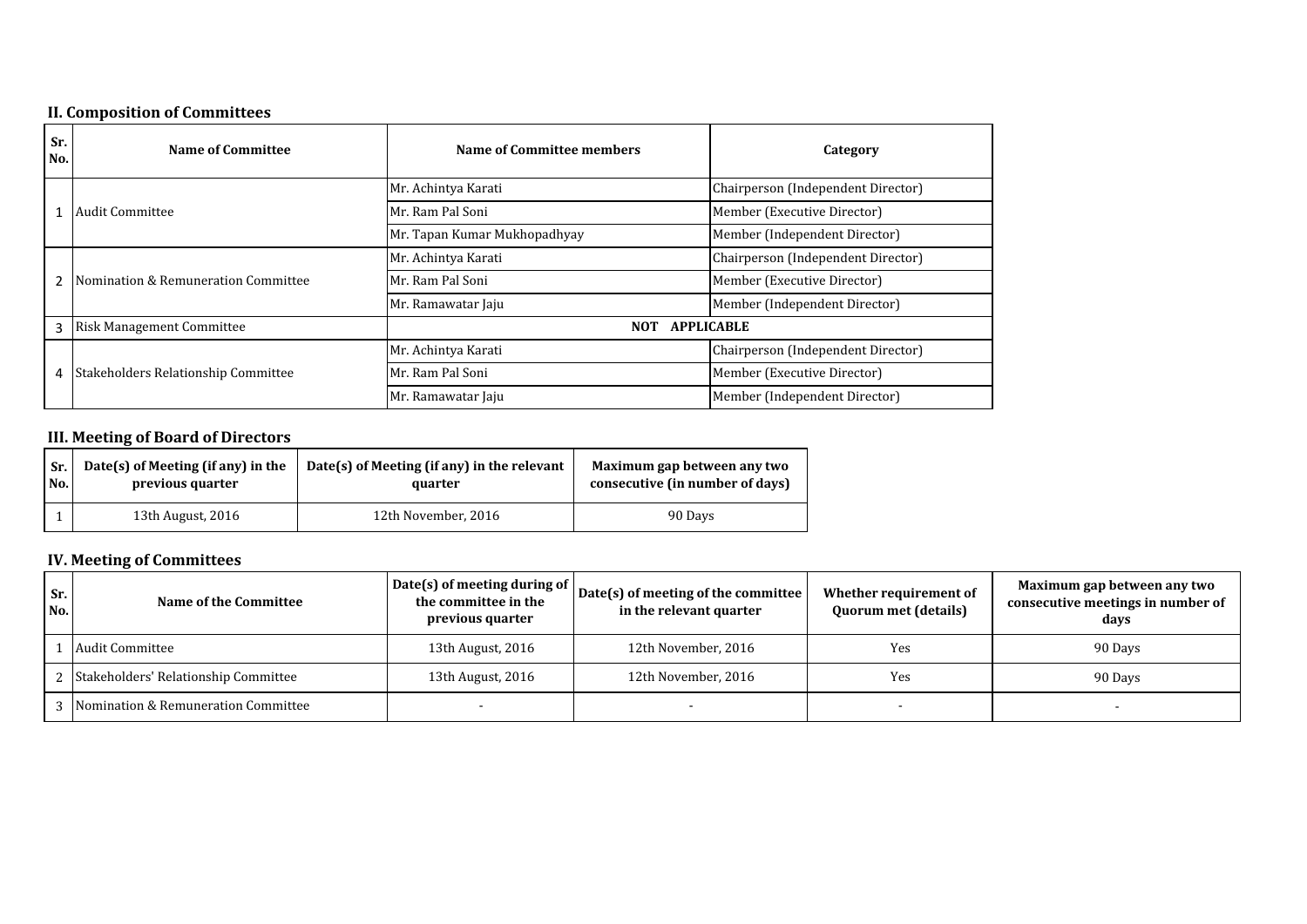## II. Composition of Committees

| Sr. No. | Name of Committee | Name of Committee members | Category |
|---|---|---|---|
| 1 | Audit Committee | Mr. Achintya Karati | Chairperson (Independent Director) |
| | | Mr. Ram Pal Soni | Member (Executive Director) |
| | | Mr. Tapan Kumar Mukhopadhyay | Member (Independent Director) |
| 2 | Nomination & Remuneration Committee | Mr. Achintya Karati | Chairperson (Independent Director) |
| | | Mr. Ram Pal Soni | Member (Executive Director) |
| | | Mr. Ramawatar Jaju | Member (Independent Director) |
| 3 | Risk Management Committee | NOT APPLICABLE | |
| 4 | Stakeholders Relationship Committee | Mr. Achintya Karati | Chairperson (Independent Director) |
| | | Mr. Ram Pal Soni | Member (Executive Director) |
| | | Mr. Ramawatar Jaju | Member (Independent Director) |

## III. Meeting of Board of Directors

| Sr. No. | Date(s) of Meeting (if any) in the previous quarter | Date(s) of Meeting (if any) in the relevant quarter | Maximum gap between any two consecutive (in number of days) |
|---|---|---|---|
| 1 | 13th August, 2016 | 12th November, 2016 | 90 Days |

## IV. Meeting of Committees

| Sr. No. | Name of the Committee | Date(s) of meeting during of the committee in the previous quarter | Date(s) of meeting of the committee in the relevant quarter | Whether requirement of Quorum met (details) | Maximum gap between any two consecutive meetings in number of days |
|---|---|---|---|---|---|
| 1 | Audit Committee | 13th August, 2016 | 12th November, 2016 | Yes | 90 Days |
| 2 | Stakeholders' Relationship Committee | 13th August, 2016 | 12th November, 2016 | Yes | 90 Days |
| 3 | Nomination & Remuneration Committee | - | - | - | - |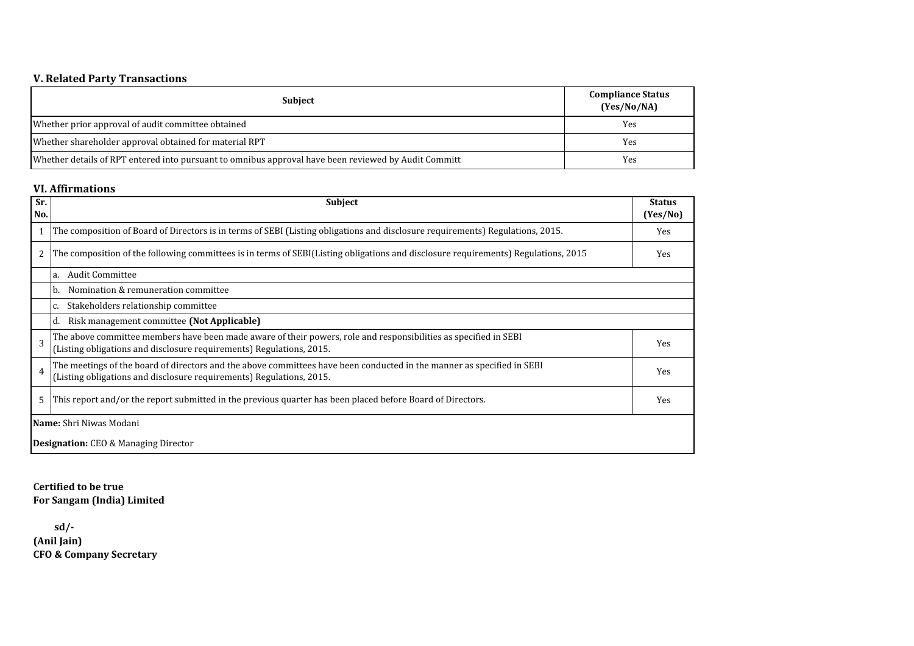### V. Related Party Transactions

| Subject | Compliance Status (Yes/No/NA) |
|---|---|
| Whether prior approval of audit committee obtained | Yes |
| Whether shareholder approval obtained for material RPT | Yes |
| Whether details of RPT entered into pursuant to omnibus approval have been reviewed by Audit Committ | Yes |

### VI. Affirmations

| Sr. No. | Subject | Status (Yes/No) |
|---|---|---|
| 1 | The composition of Board of Directors is in terms of SEBI (Listing obligations and disclosure requirements) Regulations, 2015. | Yes |
| 2 | The composition of the following committees is in terms of SEBI(Listing obligations and disclosure requirements) Regulations, 2015 | Yes |
| | a. Audit Committee | |
| | b. Nomination & remuneration committee | |
| | c. Stakeholders relationship committee | |
| | d. Risk management committee **(Not Applicable)** | |
| 3 | The above committee members have been made aware of their powers, role and responsibilities as specified in SEBI (Listing obligations and disclosure requirements) Regulations, 2015. | Yes |
| 4 | The meetings of the board of directors and the above committees have been conducted in the manner as specified in SEBI (Listing obligations and disclosure requirements) Regulations, 2015. | Yes |
| 5 | This report and/or the report submitted in the previous quarter has been placed before Board of Directors. | Yes |

**Name:** Shri Niwas Modani

**Designation:** CEO & Managing Director

**Certified to be true**
**For Sangam (India) Limited**

**sd/-**
**(Anil Jain)**
**CFO & Company Secretary**